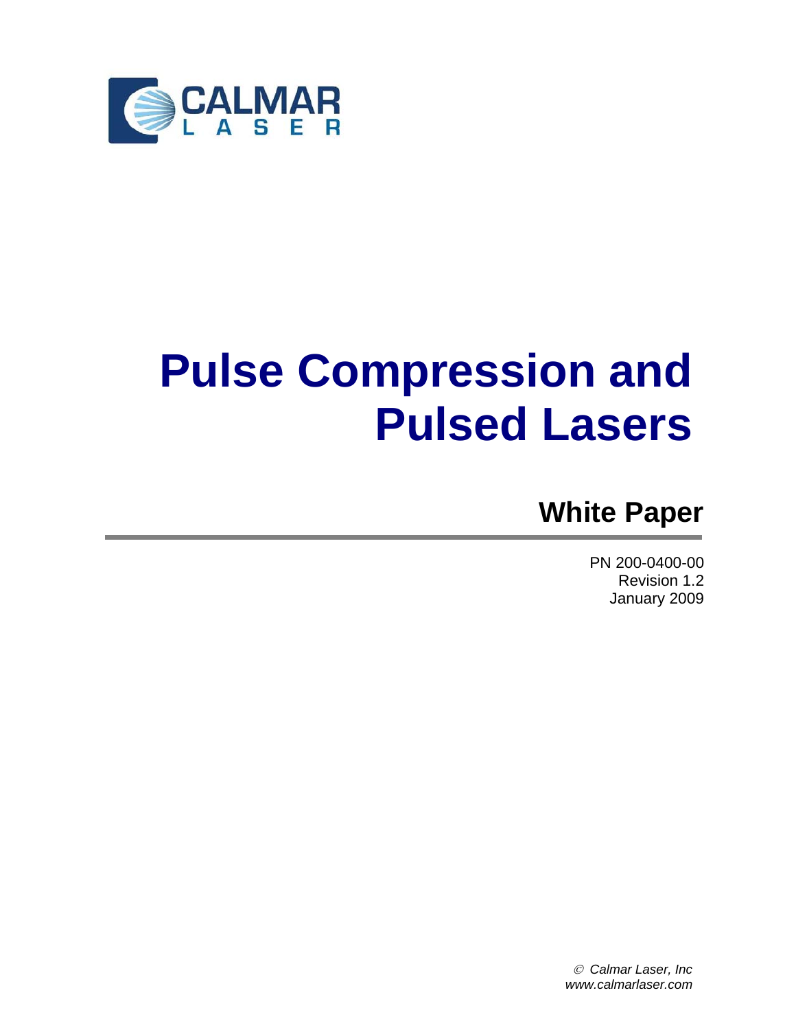CALMAR LASER

# Pulse Compression and Pulsed Lasers

## White Paper

PN 200-0400-00
Revision 1.2
January 2009

© *Calmar Laser, Inc*
*www.calmarlaser.com*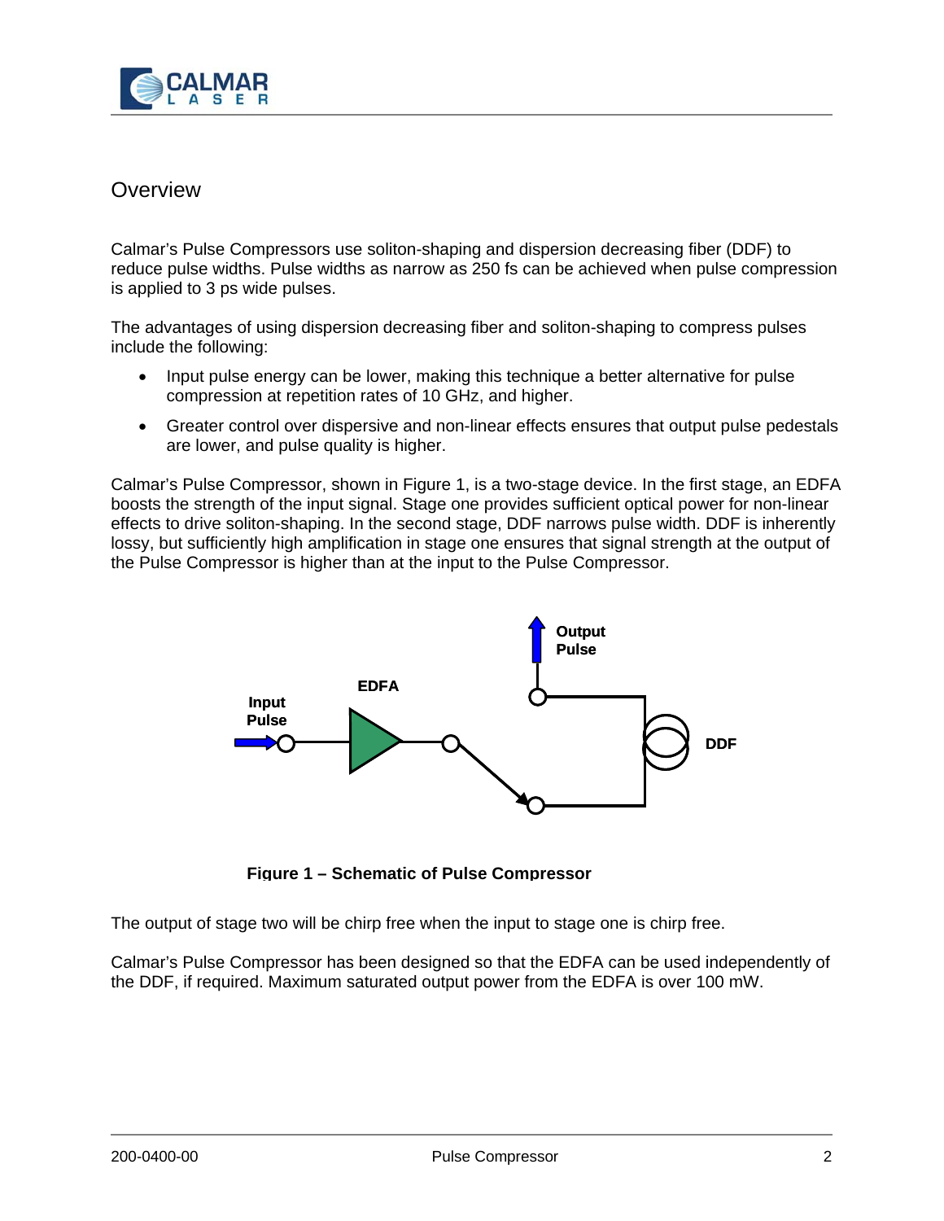# Overview

Calmar's Pulse Compressors use soliton-shaping and dispersion decreasing fiber (DDF) to reduce pulse widths. Pulse widths as narrow as 250 fs can be achieved when pulse compression is applied to 3 ps wide pulses.

The advantages of using dispersion decreasing fiber and soliton-shaping to compress pulses include the following:

- Input pulse energy can be lower, making this technique a better alternative for pulse compression at repetition rates of 10 GHz, and higher.
- Greater control over dispersive and non-linear effects ensures that output pulse pedestals are lower, and pulse quality is higher.

Calmar's Pulse Compressor, shown in Figure 1, is a two-stage device. In the first stage, an EDFA boosts the strength of the input signal. Stage one provides sufficient optical power for non-linear effects to drive soliton-shaping. In the second stage, DDF narrows pulse width. DDF is inherently lossy, but sufficiently high amplification in stage one ensures that signal strength at the output of the Pulse Compressor is higher than at the input to the Pulse Compressor.

**Figure 1 – Schematic of Pulse Compressor**

The output of stage two will be chirp free when the input to stage one is chirp free.

Calmar's Pulse Compressor has been designed so that the EDFA can be used independently of the DDF, if required. Maximum saturated output power from the EDFA is over 100 mW.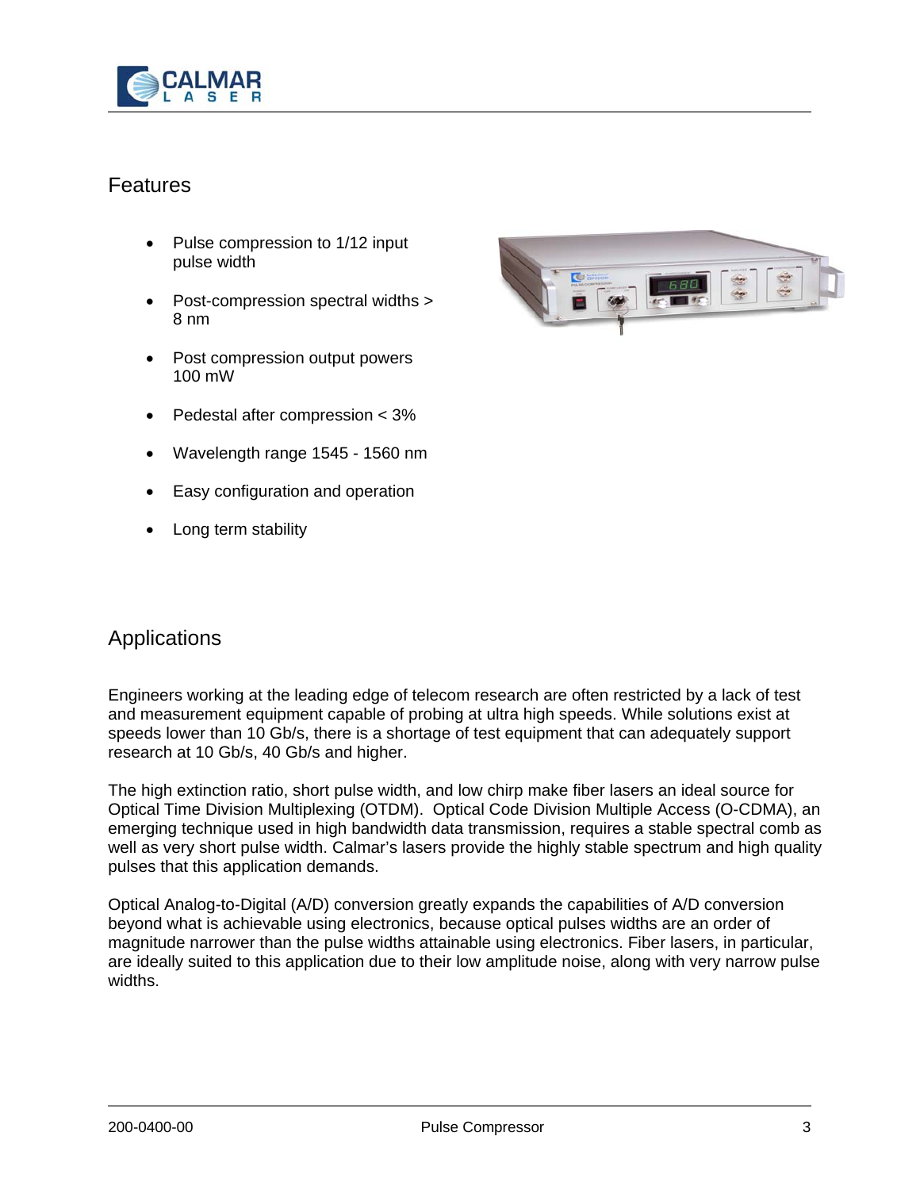## Features

- Pulse compression to 1/12 input pulse width
- Post-compression spectral widths > 8 nm
- Post compression output powers 100 mW
- Pedestal after compression < 3%
- Wavelength range 1545 - 1560 nm
- Easy configuration and operation
- Long term stability

## Applications

Engineers working at the leading edge of telecom research are often restricted by a lack of test and measurement equipment capable of probing at ultra high speeds. While solutions exist at speeds lower than 10 Gb/s, there is a shortage of test equipment that can adequately support research at 10 Gb/s, 40 Gb/s and higher.

The high extinction ratio, short pulse width, and low chirp make fiber lasers an ideal source for Optical Time Division Multiplexing (OTDM). Optical Code Division Multiple Access (O-CDMA), an emerging technique used in high bandwidth data transmission, requires a stable spectral comb as well as very short pulse width. Calmar's lasers provide the highly stable spectrum and high quality pulses that this application demands.

Optical Analog-to-Digital (A/D) conversion greatly expands the capabilities of A/D conversion beyond what is achievable using electronics, because optical pulses widths are an order of magnitude narrower than the pulse widths attainable using electronics. Fiber lasers, in particular, are ideally suited to this application due to their low amplitude noise, along with very narrow pulse widths.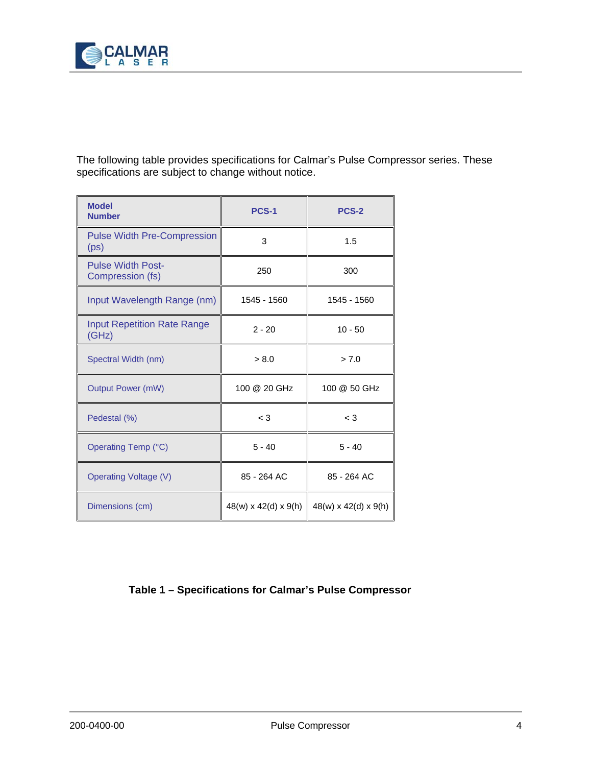The following table provides specifications for Calmar's Pulse Compressor series. These specifications are subject to change without notice.

| Model Number | PCS-1 | PCS-2 |
|---|---|---|
| Pulse Width Pre-Compression (ps) | 3 | 1.5 |
| Pulse Width Post-Compression (fs) | 250 | 300 |
| Input Wavelength Range (nm) | 1545 - 1560 | 1545 - 1560 |
| Input Repetition Rate Range (GHz) | 2 - 20 | 10 - 50 |
| Spectral Width (nm) | > 8.0 | > 7.0 |
| Output Power (mW) | 100 @ 20 GHz | 100 @ 50 GHz |
| Pedestal (%) | < 3 | < 3 |
| Operating Temp (°C) | 5 - 40 | 5 - 40 |
| Operating Voltage (V) | 85 - 264 AC | 85 - 264 AC |
| Dimensions (cm) | 48(w) x 42(d) x 9(h) | 48(w) x 42(d) x 9(h) |

**Table 1 – Specifications for Calmar's Pulse Compressor**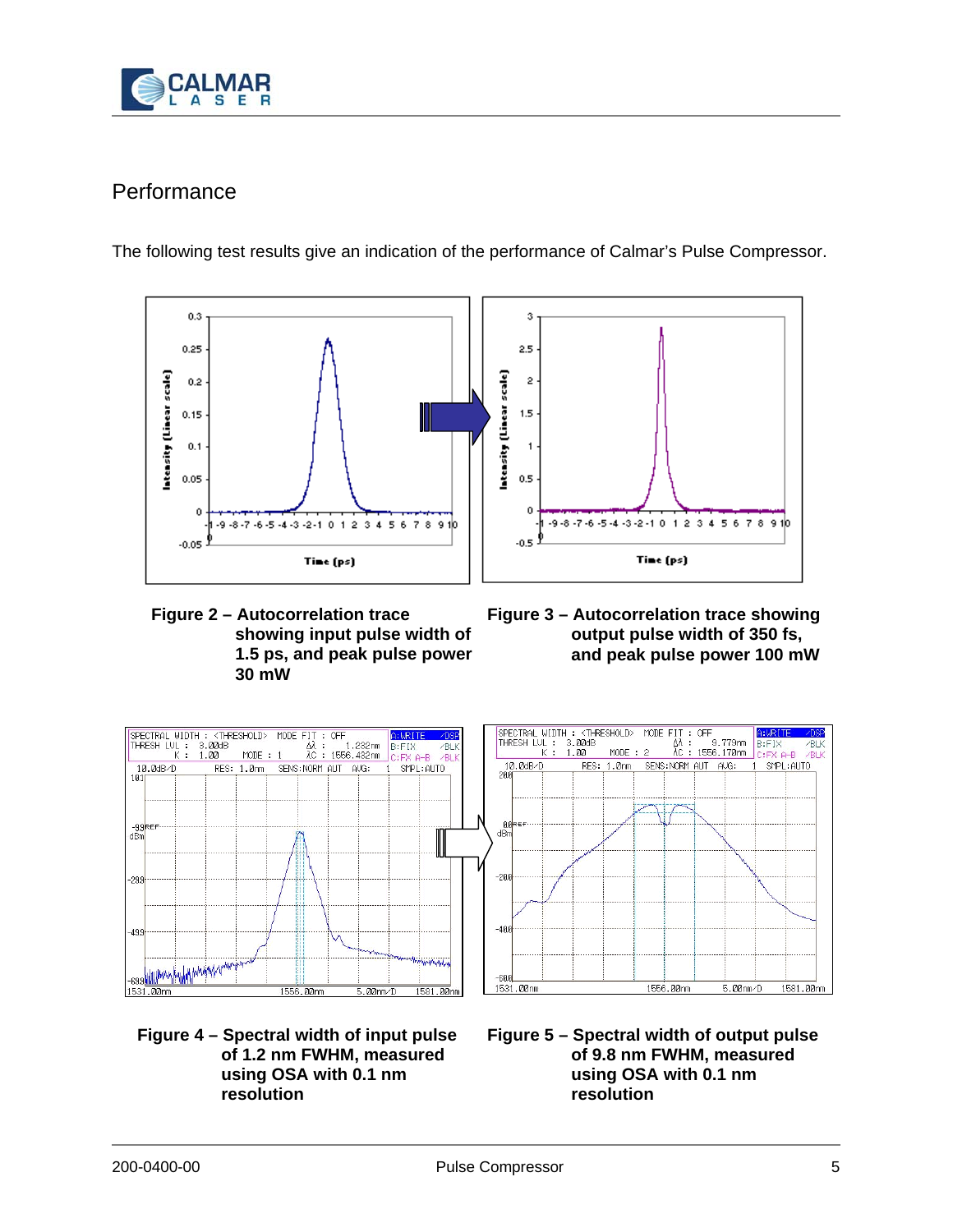## Performance

The following test results give an indication of the performance of Calmar's Pulse Compressor.

**Figure 2 – Autocorrelation trace showing input pulse width of 1.5 ps, and peak pulse power 30 mW**

**Figure 3 – Autocorrelation trace showing output pulse width of 350 fs, and peak pulse power 100 mW**

**Figure 4 – Spectral width of input pulse of 1.2 nm FWHM, measured using OSA with 0.1 nm resolution**

**Figure 5 – Spectral width of output pulse of 9.8 nm FWHM, measured using OSA with 0.1 nm resolution**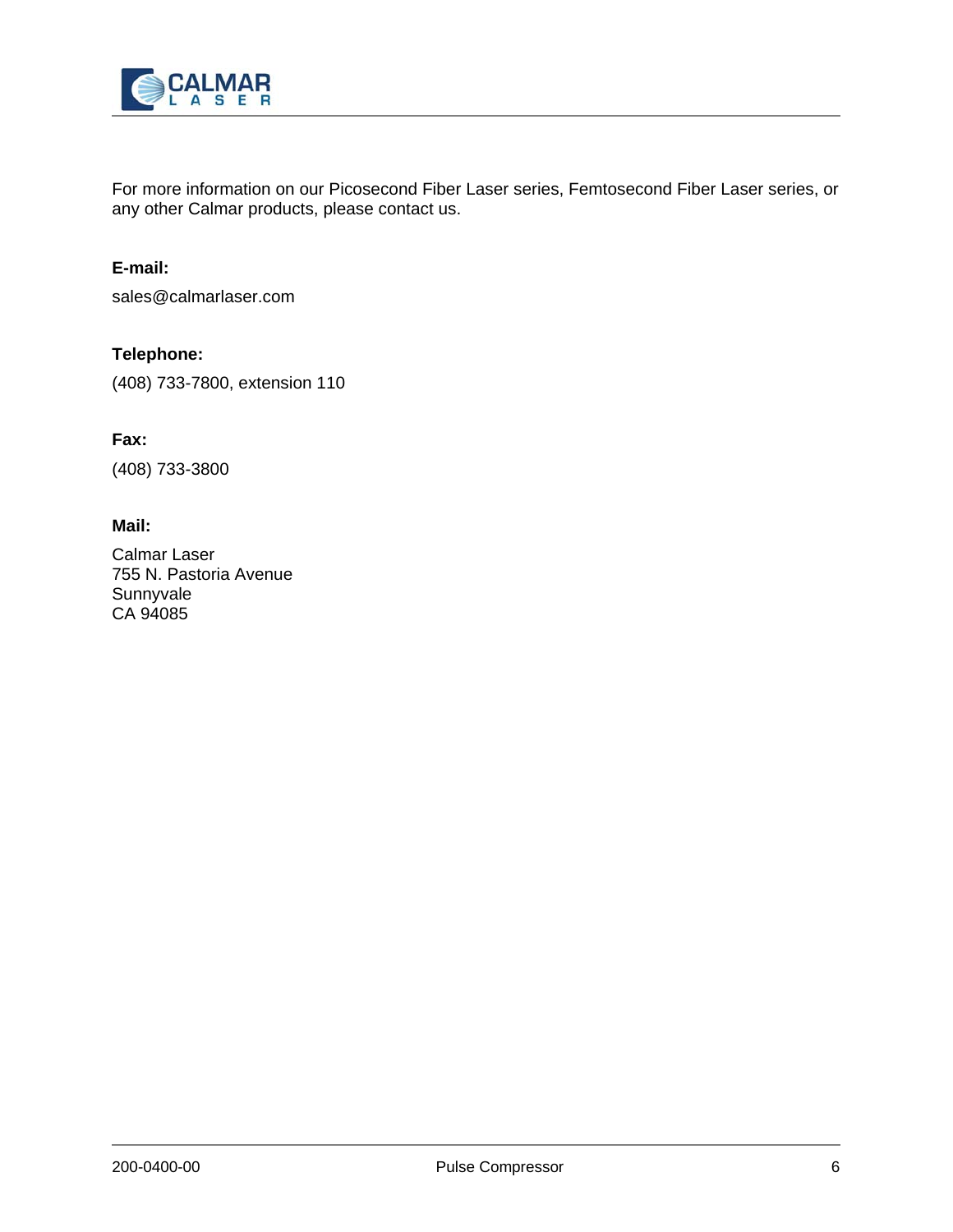For more information on our Picosecond Fiber Laser series, Femtosecond Fiber Laser series, or any other Calmar products, please contact us.

**E-mail:**

sales@calmarlaser.com

**Telephone:**

(408) 733-7800, extension 110

**Fax:**

(408) 733-3800

**Mail:**

Calmar Laser
755 N. Pastoria Avenue
Sunnyvale
CA 94085